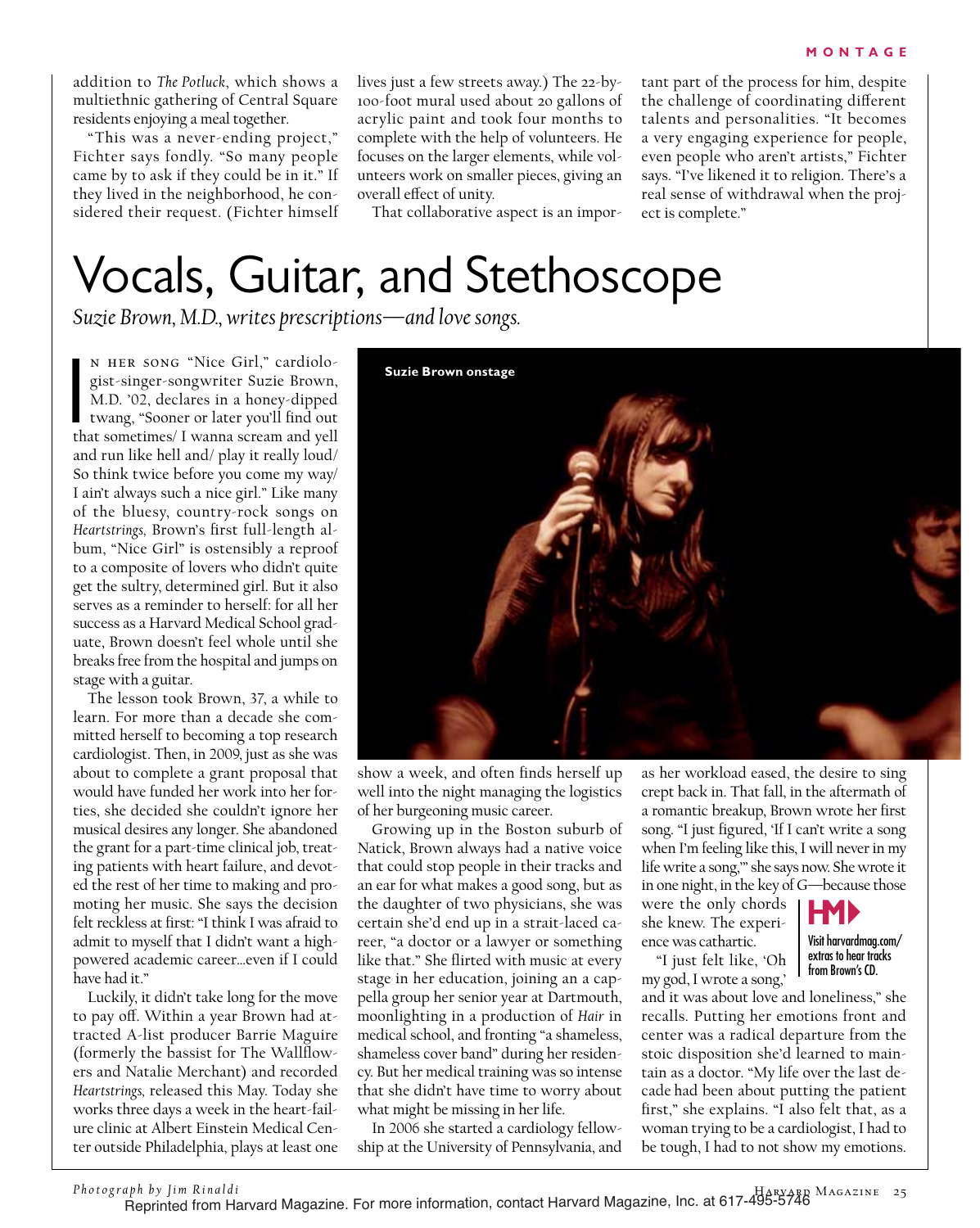addition to *The Potluck*, which shows a multiethnic gathering of Central Square residents enjoying a meal together.

"This was a never-ending project," Fichter says fondly. "So many people came by to ask if they could be in it." If they lived in the neighborhood, he considered their request. (Fichter himself lives just a few streets away.) The 22-by-100-foot mural used about 20 gallons of acrylic paint and took four months to complete with the help of volunteers. He focuses on the larger elements, while volunteers work on smaller pieces, giving an overall effect of unity.

That collaborative aspect is an important part of the process for him, despite the challenge of coordinating different talents and personalities. "It becomes a very engaging experience for people, even people who aren't artists," Fichter says. "I've likened it to religion. There's a real sense of withdrawal when the project is complete."

# Vocals, Guitar, and Stethoscope

*Suzie Brown, M.D., writes prescriptions—and love songs.*

In her song "Nice Girl," cardiologist-singer-songwriter Suzie Brown, M.D. '02, declares in a honey-dipped twang, "Sooner or later you'll find out that sometimes/ I wanna scream and yell and run like hell and/ play it really loud/ So think twice before you come my way/ I ain't always such a nice girl." Like many of the bluesy, country-rock songs on *Heartstrings*, Brown's first full-length album, "Nice Girl" is ostensibly a reproof to a composite of lovers who didn't quite get the sultry, determined girl. But it also serves as a reminder to herself: for all her success as a Harvard Medical School graduate, Brown doesn't feel whole until she breaks free from the hospital and jumps on stage with a guitar.

The lesson took Brown, 37, a while to learn. For more than a decade she committed herself to becoming a top research cardiologist. Then, in 2009, just as she was about to complete a grant proposal that would have funded her work into her forties, she decided she couldn't ignore her musical desires any longer. She abandoned the grant for a part-time clinical job, treating patients with heart failure, and devoted the rest of her time to making and promoting her music. She says the decision felt reckless at first: "I think I was afraid to admit to myself that I didn't want a high-powered academic career…even if I could have had it."

Luckily, it didn't take long for the move to pay off. Within a year Brown had attracted A-list producer Barrie Maguire (formerly the bassist for The Wallflowers and Natalie Merchant) and recorded *Heartstrings*, released this May. Today she works three days a week in the heart-failure clinic at Albert Einstein Medical Center outside Philadelphia, plays at least one show a week, and often finds herself up well into the night managing the logistics of her burgeoning music career.

**Suzie Brown onstage**

*Photograph by Jim Rinaldi*

Growing up in the Boston suburb of Natick, Brown always had a native voice that could stop people in their tracks and an ear for what makes a good song, but as the daughter of two physicians, she was certain she'd end up in a strait-laced career, "a doctor or a lawyer or something like that." She flirted with music at every stage in her education, joining an a cappella group her senior year at Dartmouth, moonlighting in a production of *Hair* in medical school, and fronting "a shameless, shameless cover band" during her residency. But her medical training was so intense that she didn't have time to worry about what might be missing in her life.

In 2006 she started a cardiology fellowship at the University of Pennsylvania, and as her workload eased, the desire to sing crept back in. That fall, in the aftermath of a romantic breakup, Brown wrote her first song. "I just figured, 'If I can't write a song when I'm feeling like this, I will never in my life write a song,'" she says now. She wrote it in one night, in the key of G—because those were the only chords she knew. The experience was cathartic.

"I just felt like, 'Oh my god, I wrote a song,' and it was about love and loneliness," she recalls. Putting her emotions front and center was a radical departure from the stoic disposition she'd learned to maintain as a doctor. "My life over the last decade had been about putting the patient first," she explains. "I also felt that, as a woman trying to be a cardiologist, I had to be tough, I had to not show my emotions.

Visit harvardmag.com/extras to hear tracks from Brown's CD.

Reprinted from Harvard Magazine. For more information, contact Harvard Magazine, Inc. at 617-495-5746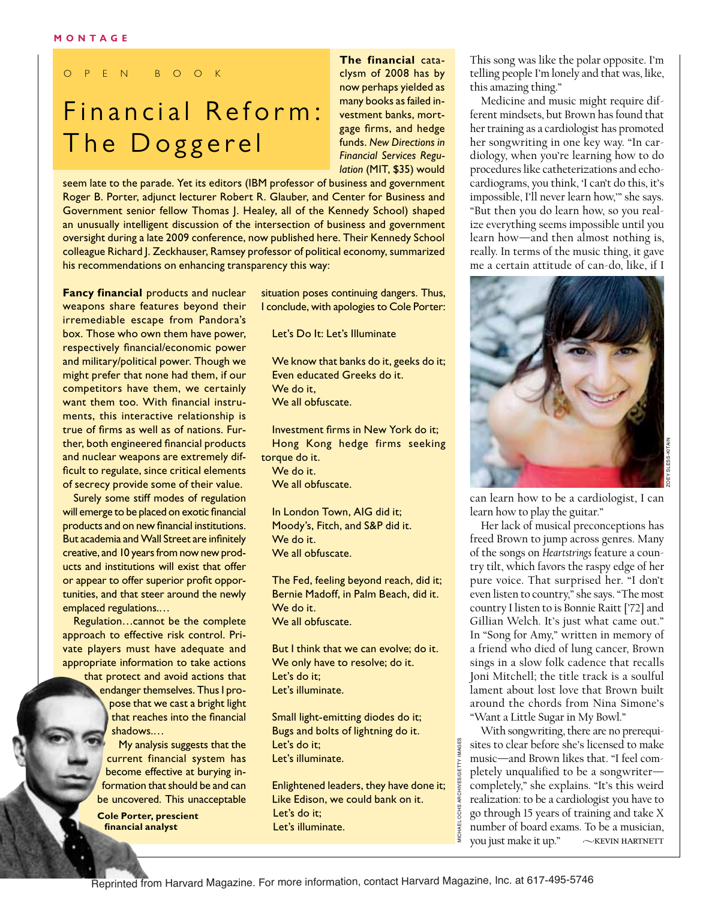OPEN BOOK

# Financial Reform: The Doggerel

**The financial** cataclysm of 2008 has by now perhaps yielded as many books as failed investment banks, mortgage firms, and hedge funds. *New Directions in Financial Services Regulation* (MIT, $35) would seem late to the parade. Yet its editors (IBM professor of business and government Roger B. Porter, adjunct lecturer Robert R. Glauber, and Center for Business and Government senior fellow Thomas J. Healey, all of the Kennedy School) shaped an unusually intelligent discussion of the intersection of business and government oversight during a late 2009 conference, now published here. Their Kennedy School colleague Richard J. Zeckhauser, Ramsey professor of political economy, summarized his recommendations on enhancing transparency this way:

**Fancy financial** products and nuclear weapons share features beyond their irremediable escape from Pandora's box. Those who own them have power, respectively financial/economic power and military/political power. Though we might prefer that none had them, if our competitors have them, we certainly want them too. With financial instruments, this interactive relationship is true of firms as well as of nations. Further, both engineered financial products and nuclear weapons are extremely difficult to regulate, since critical elements of secrecy provide some of their value.

Surely some stiff modes of regulation will emerge to be placed on exotic financial products and on new financial institutions. But academia and Wall Street are infinitely creative, and 10 years from now new products and institutions will exist that offer or appear to offer superior profit opportunities, and that steer around the newly emplaced regulations.…

Regulation…cannot be the complete approach to effective risk control. Private players must have adequate and appropriate information to take actions that protect and avoid actions that endanger themselves. Thus I propose that we cast a bright light that reaches into the financial shadows.…

My analysis suggests that the current financial system has become effective at burying information that should be and can be uncovered. This unacceptable situation poses continuing dangers. Thus, I conclude, with apologies to Cole Porter:

Let's Do It: Let's Illuminate

We know that banks do it, geeks do it;
Even educated Greeks do it.
We do it,
We all obfuscate.

Investment firms in New York do it;
Hong Kong hedge firms seeking torque do it.
We do it.
We all obfuscate.

In London Town, AIG did it;
Moody's, Fitch, and S&P did it.
We do it.
We all obfuscate.

The Fed, feeling beyond reach, did it;
Bernie Madoff, in Palm Beach, did it.
We do it.
We all obfuscate.

But I think that we can evolve; do it.
We only have to resolve; do it.
Let's do it;
Let's illuminate.

Small light-emitting diodes do it;
Bugs and bolts of lightning do it.
Let's do it;
Let's illuminate.

Enlightened leaders, they have done it;
Like Edison, we could bank on it.
Let's do it;
Let's illuminate.

**Cole Porter, prescient financial analyst**

MICHAEL OCHS ARCHIVES/GETTY IMAGES

This song was like the polar opposite. I'm telling people I'm lonely and that was, like, this amazing thing."

Medicine and music might require different mindsets, but Brown has found that her training as a cardiologist has promoted her songwriting in one key way. "In cardiology, when you're learning how to do procedures like catheterizations and echocardiograms, you think, 'I can't do this, it's impossible, I'll never learn how,'" she says. "But then you do learn how, so you realize everything seems impossible until you learn how—and then almost nothing is, really. In terms of the music thing, it gave me a certain attitude of can-do, like, if I can learn how to be a cardiologist, I can learn how to play the guitar."

ZOEY SLESS-KITAIN

Her lack of musical preconceptions has freed Brown to jump across genres. Many of the songs on *Heartstrings* feature a country tilt, which favors the raspy edge of her pure voice. That surprised her. "I don't even listen to country," she says. "The most country I listen to is Bonnie Raitt ['72] and Gillian Welch. It's just what came out." In "Song for Amy," written in memory of a friend who died of lung cancer, Brown sings in a slow folk cadence that recalls Joni Mitchell; the title track is a soulful lament about lost love that Brown built around the chords from Nina Simone's "Want a Little Sugar in My Bowl."

With songwriting, there are no prerequisites to clear before she's licensed to make music—and Brown likes that. "I feel completely unqualified to be a songwriter—completely," she explains. "It's this weird realization: to be a cardiologist you have to go through 15 years of training and take X number of board exams. To be a musician, you just make it up."

~KEVIN HARTNETT

Reprinted from Harvard Magazine. For more information, contact Harvard Magazine, Inc. at 617-495-5746